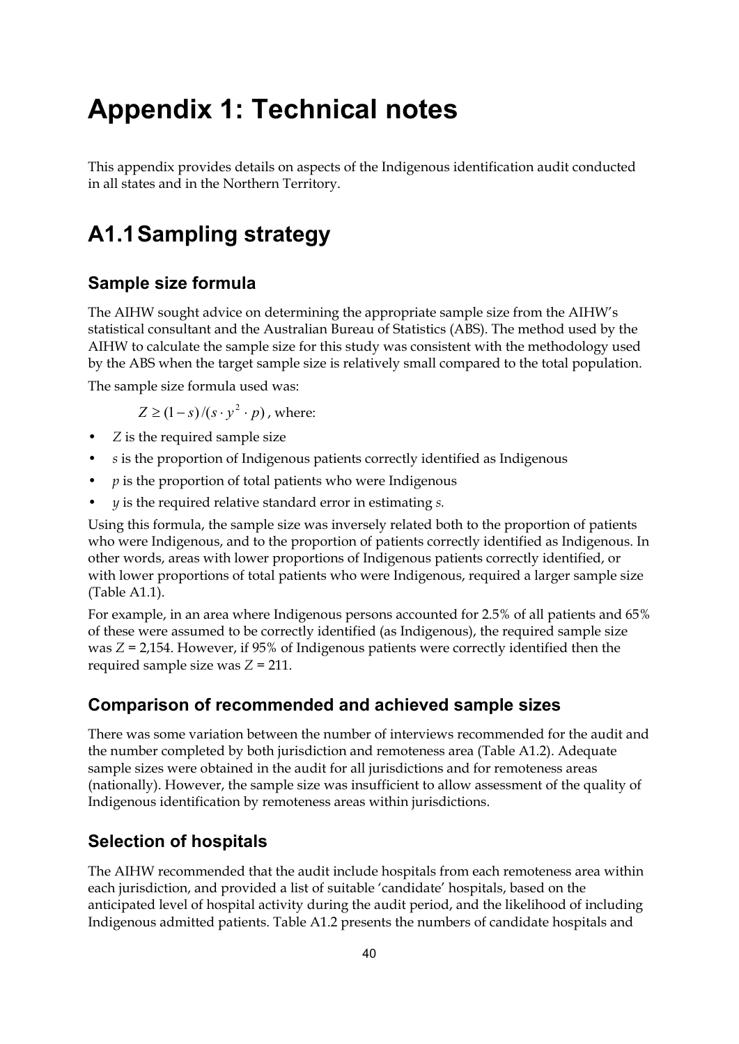# Appendix 1: Technical notes

This appendix provides details on aspects of the Indigenous identification audit conducted in all states and in the Northern Territory.

## A1.1 Sampling strategy

### Sample size formula

The AIHW sought advice on determining the appropriate sample size from the AIHW's statistical consultant and the Australian Bureau of Statistics (ABS). The method used by the AIHW to calculate the sample size for this study was consistent with the methodology used by the ABS when the target sample size is relatively small compared to the total population.

The sample size formula used was:

$Z \geq (1-s)/(s \cdot y^2 \cdot p)$, where:

- $Z$ is the required sample size
- $s$ is the proportion of Indigenous patients correctly identified as Indigenous
- $p$ is the proportion of total patients who were Indigenous
- $y$ is the required relative standard error in estimating $s$.

Using this formula, the sample size was inversely related both to the proportion of patients who were Indigenous, and to the proportion of patients correctly identified as Indigenous. In other words, areas with lower proportions of Indigenous patients correctly identified, or with lower proportions of total patients who were Indigenous, required a larger sample size (Table A1.1).

For example, in an area where Indigenous persons accounted for 2.5% of all patients and 65% of these were assumed to be correctly identified (as Indigenous), the required sample size was $Z$ = 2,154. However, if 95% of Indigenous patients were correctly identified then the required sample size was $Z$ = 211.

### Comparison of recommended and achieved sample sizes

There was some variation between the number of interviews recommended for the audit and the number completed by both jurisdiction and remoteness area (Table A1.2). Adequate sample sizes were obtained in the audit for all jurisdictions and for remoteness areas (nationally). However, the sample size was insufficient to allow assessment of the quality of Indigenous identification by remoteness areas within jurisdictions.

### Selection of hospitals

The AIHW recommended that the audit include hospitals from each remoteness area within each jurisdiction, and provided a list of suitable 'candidate' hospitals, based on the anticipated level of hospital activity during the audit period, and the likelihood of including Indigenous admitted patients. Table A1.2 presents the numbers of candidate hospitals and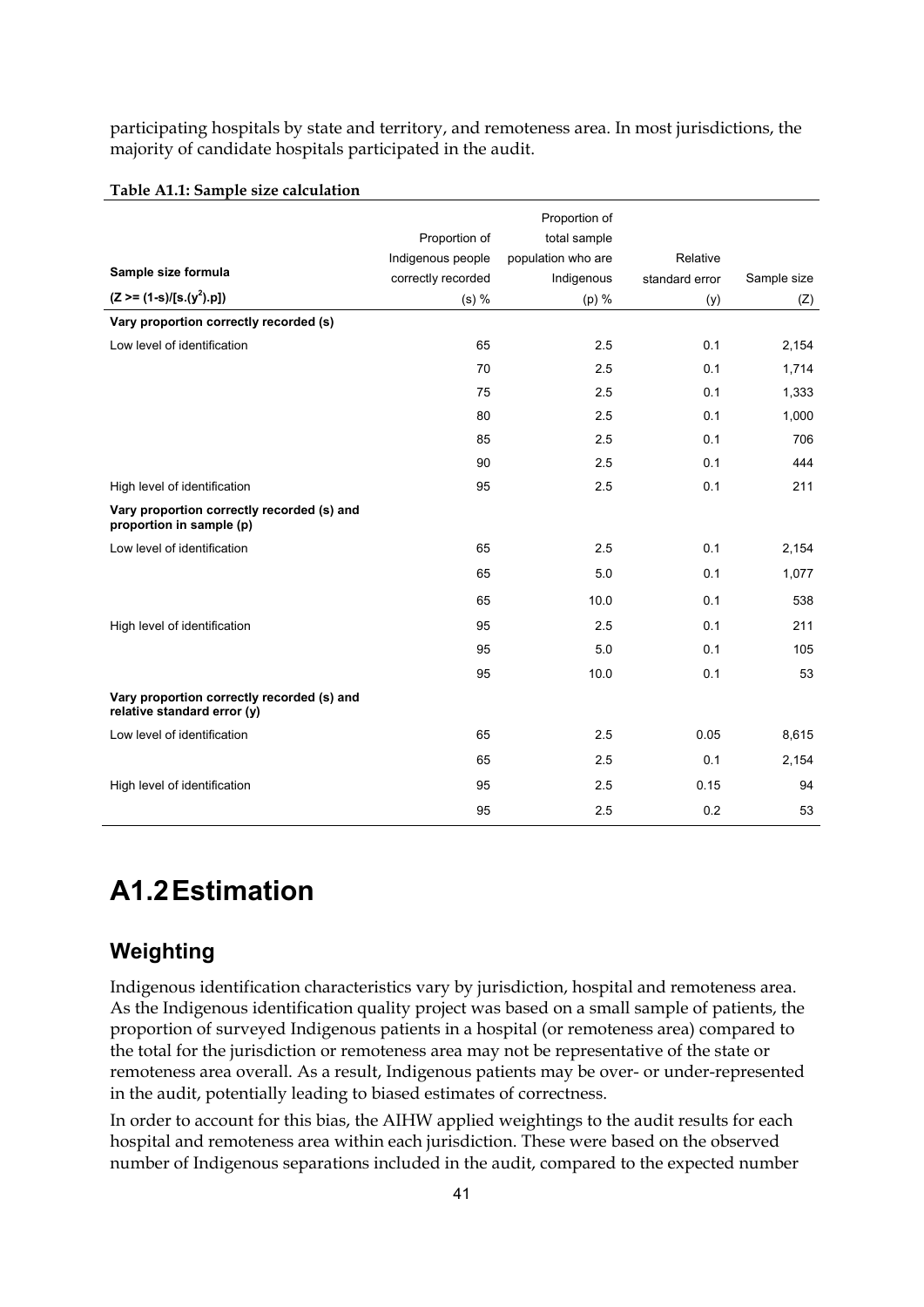participating hospitals by state and territory, and remoteness area. In most jurisdictions, the majority of candidate hospitals participated in the audit.

**Table A1.1: Sample size calculation**

| Sample size formula $(Z >= (1\text{-}s)/[s.(y^2).p])$ | Proportion of Indigenous people correctly recorded (s) % | Proportion of total sample population who are Indigenous (p) % | Relative standard error (y) | Sample size (Z) |
|---|---|---|---|---|
| **Vary proportion correctly recorded (s)** | | | | |
| Low level of identification | 65 | 2.5 | 0.1 | 2,154 |
| | 70 | 2.5 | 0.1 | 1,714 |
| | 75 | 2.5 | 0.1 | 1,333 |
| | 80 | 2.5 | 0.1 | 1,000 |
| | 85 | 2.5 | 0.1 | 706 |
| | 90 | 2.5 | 0.1 | 444 |
| High level of identification | 95 | 2.5 | 0.1 | 211 |
| **Vary proportion correctly recorded (s) and proportion in sample (p)** | | | | |
| Low level of identification | 65 | 2.5 | 0.1 | 2,154 |
| | 65 | 5.0 | 0.1 | 1,077 |
| | 65 | 10.0 | 0.1 | 538 |
| High level of identification | 95 | 2.5 | 0.1 | 211 |
| | 95 | 5.0 | 0.1 | 105 |
| | 95 | 10.0 | 0.1 | 53 |
| **Vary proportion correctly recorded (s) and relative standard error (y)** | | | | |
| Low level of identification | 65 | 2.5 | 0.05 | 8,615 |
| | 65 | 2.5 | 0.1 | 2,154 |
| High level of identification | 95 | 2.5 | 0.15 | 94 |
| | 95 | 2.5 | 0.2 | 53 |

# A1.2 Estimation

## Weighting

Indigenous identification characteristics vary by jurisdiction, hospital and remoteness area. As the Indigenous identification quality project was based on a small sample of patients, the proportion of surveyed Indigenous patients in a hospital (or remoteness area) compared to the total for the jurisdiction or remoteness area may not be representative of the state or remoteness area overall. As a result, Indigenous patients may be over- or under-represented in the audit, potentially leading to biased estimates of correctness.

In order to account for this bias, the AIHW applied weightings to the audit results for each hospital and remoteness area within each jurisdiction. These were based on the observed number of Indigenous separations included in the audit, compared to the expected number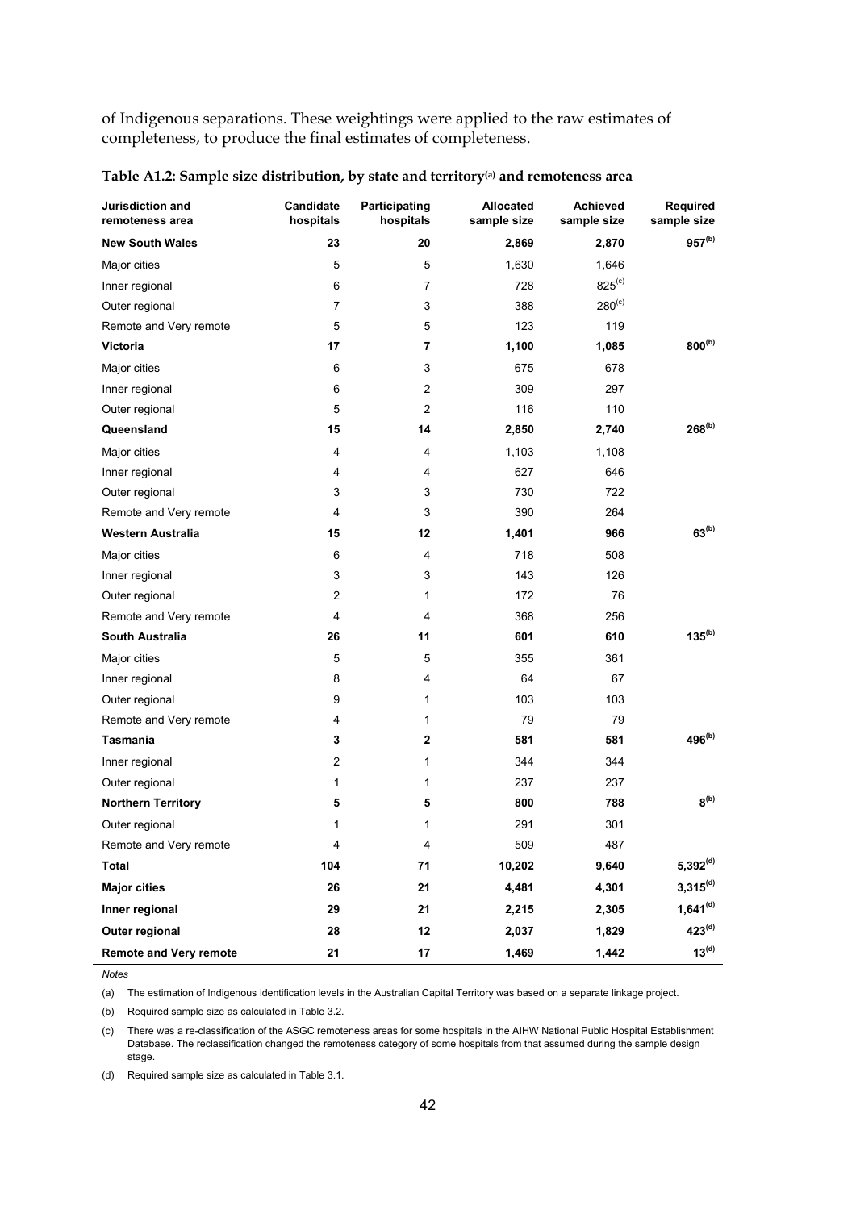of Indigenous separations. These weightings were applied to the raw estimates of completeness, to produce the final estimates of completeness.

**Table A1.2: Sample size distribution, by state and territory[(a)] and remoteness area**

| Jurisdiction and remoteness area | Candidate hospitals | Participating hospitals | Allocated sample size | Achieved sample size | Required sample size |
|---|---|---|---|---|---|
| **New South Wales** | **23** | **20** | **2,869** | **2,870** | **957[(b)]** |
| Major cities | 5 | 5 | 1,630 | 1,646 | |
| Inner regional | 6 | 7 | 728 | 825[(c)] | |
| Outer regional | 7 | 3 | 388 | 280[(c)] | |
| Remote and Very remote | 5 | 5 | 123 | 119 | |
| **Victoria** | **17** | **7** | **1,100** | **1,085** | **800[(b)]** |
| Major cities | 6 | 3 | 675 | 678 | |
| Inner regional | 6 | 2 | 309 | 297 | |
| Outer regional | 5 | 2 | 116 | 110 | |
| **Queensland** | **15** | **14** | **2,850** | **2,740** | **268[(b)]** |
| Major cities | 4 | 4 | 1,103 | 1,108 | |
| Inner regional | 4 | 4 | 627 | 646 | |
| Outer regional | 3 | 3 | 730 | 722 | |
| Remote and Very remote | 4 | 3 | 390 | 264 | |
| **Western Australia** | **15** | **12** | **1,401** | **966** | **63[(b)]** |
| Major cities | 6 | 4 | 718 | 508 | |
| Inner regional | 3 | 3 | 143 | 126 | |
| Outer regional | 2 | 1 | 172 | 76 | |
| Remote and Very remote | 4 | 4 | 368 | 256 | |
| **South Australia** | **26** | **11** | **601** | **610** | **135[(b)]** |
| Major cities | 5 | 5 | 355 | 361 | |
| Inner regional | 8 | 4 | 64 | 67 | |
| Outer regional | 9 | 1 | 103 | 103 | |
| Remote and Very remote | 4 | 1 | 79 | 79 | |
| **Tasmania** | **3** | **2** | **581** | **581** | **496[(b)]** |
| Inner regional | 2 | 1 | 344 | 344 | |
| Outer regional | 1 | 1 | 237 | 237 | |
| **Northern Territory** | **5** | **5** | **800** | **788** | **8[(b)]** |
| Outer regional | 1 | 1 | 291 | 301 | |
| Remote and Very remote | 4 | 4 | 509 | 487 | |
| **Total** | **104** | **71** | **10,202** | **9,640** | **5,392[(d)]** |
| **Major cities** | **26** | **21** | **4,481** | **4,301** | **3,315[(d)]** |
| **Inner regional** | **29** | **21** | **2,215** | **2,305** | **1,641[(d)]** |
| **Outer regional** | **28** | **12** | **2,037** | **1,829** | **423[(d)]** |
| **Remote and Very remote** | **21** | **17** | **1,469** | **1,442** | **13[(d)]** |

*Notes*

(a) The estimation of Indigenous identification levels in the Australian Capital Territory was based on a separate linkage project.

(b) Required sample size as calculated in Table 3.2.

(c) There was a re-classification of the ASGC remoteness areas for some hospitals in the AIHW National Public Hospital Establishment Database. The reclassification changed the remoteness category of some hospitals from that assumed during the sample design stage.

(d) Required sample size as calculated in Table 3.1.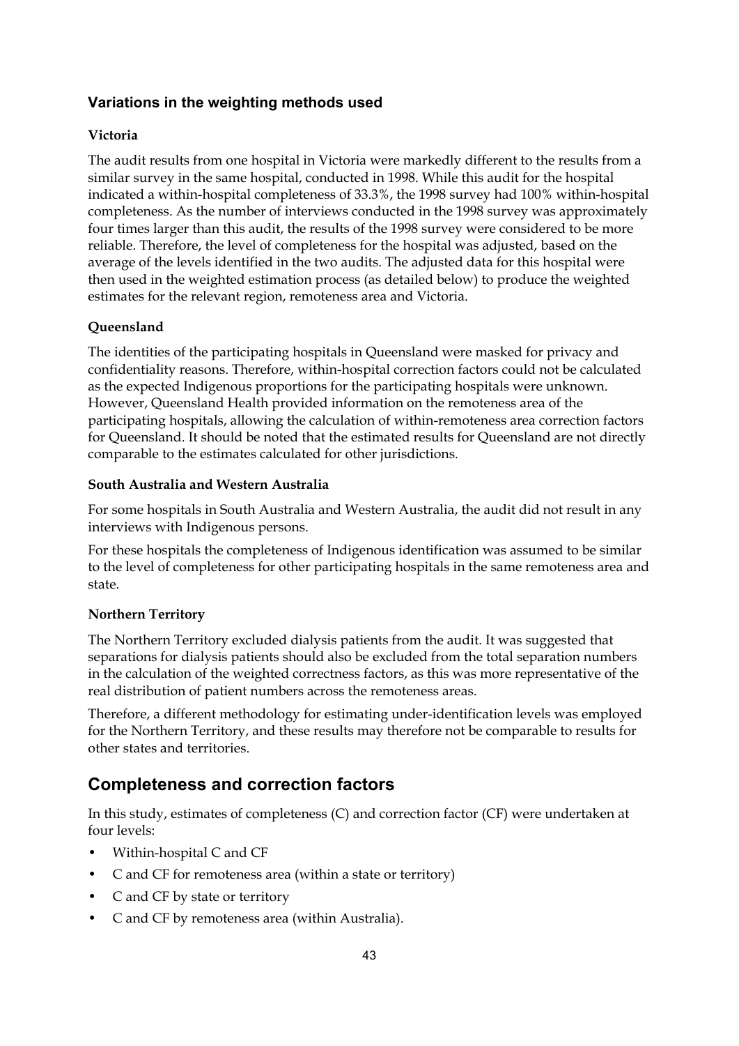### Variations in the weighting methods used

**Victoria**

The audit results from one hospital in Victoria were markedly different to the results from a similar survey in the same hospital, conducted in 1998. While this audit for the hospital indicated a within-hospital completeness of 33.3%, the 1998 survey had 100% within-hospital completeness. As the number of interviews conducted in the 1998 survey was approximately four times larger than this audit, the results of the 1998 survey were considered to be more reliable. Therefore, the level of completeness for the hospital was adjusted, based on the average of the levels identified in the two audits. The adjusted data for this hospital were then used in the weighted estimation process (as detailed below) to produce the weighted estimates for the relevant region, remoteness area and Victoria.

**Queensland**

The identities of the participating hospitals in Queensland were masked for privacy and confidentiality reasons. Therefore, within-hospital correction factors could not be calculated as the expected Indigenous proportions for the participating hospitals were unknown. However, Queensland Health provided information on the remoteness area of the participating hospitals, allowing the calculation of within-remoteness area correction factors for Queensland. It should be noted that the estimated results for Queensland are not directly comparable to the estimates calculated for other jurisdictions.

**South Australia and Western Australia**

For some hospitals in South Australia and Western Australia, the audit did not result in any interviews with Indigenous persons.

For these hospitals the completeness of Indigenous identification was assumed to be similar to the level of completeness for other participating hospitals in the same remoteness area and state.

**Northern Territory**

The Northern Territory excluded dialysis patients from the audit. It was suggested that separations for dialysis patients should also be excluded from the total separation numbers in the calculation of the weighted correctness factors, as this was more representative of the real distribution of patient numbers across the remoteness areas.

Therefore, a different methodology for estimating under-identification levels was employed for the Northern Territory, and these results may therefore not be comparable to results for other states and territories.

## Completeness and correction factors

In this study, estimates of completeness (C) and correction factor (CF) were undertaken at four levels:

- Within-hospital C and CF
- C and CF for remoteness area (within a state or territory)
- C and CF by state or territory
- C and CF by remoteness area (within Australia).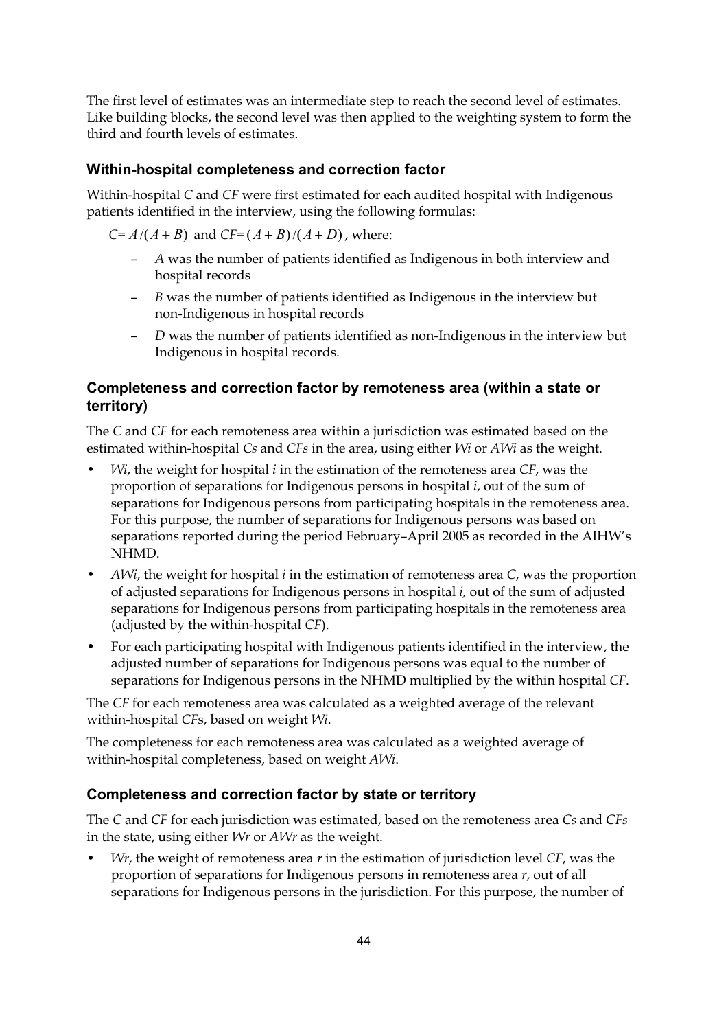The first level of estimates was an intermediate step to reach the second level of estimates. Like building blocks, the second level was then applied to the weighting system to form the third and fourth levels of estimates.

### Within-hospital completeness and correction factor

Within-hospital *C* and *CF* were first estimated for each audited hospital with Indigenous patients identified in the interview, using the following formulas:

$C = A/(A+B)$ and $CF = (A+B)/(A+D)$, where:

- *A* was the number of patients identified as Indigenous in both interview and hospital records
- *B* was the number of patients identified as Indigenous in the interview but non-Indigenous in hospital records
- *D* was the number of patients identified as non-Indigenous in the interview but Indigenous in hospital records.

### Completeness and correction factor by remoteness area (within a state or territory)

The *C* and *CF* for each remoteness area within a jurisdiction was estimated based on the estimated within-hospital *Cs* and *CFs* in the area, using either *Wi* or *AWi* as the weight.

- *Wi*, the weight for hospital *i* in the estimation of the remoteness area *CF*, was the proportion of separations for Indigenous persons in hospital *i*, out of the sum of separations for Indigenous persons from participating hospitals in the remoteness area. For this purpose, the number of separations for Indigenous persons was based on separations reported during the period February–April 2005 as recorded in the AIHW's NHMD.
- *AWi*, the weight for hospital *i* in the estimation of remoteness area *C*, was the proportion of adjusted separations for Indigenous persons in hospital *i,* out of the sum of adjusted separations for Indigenous persons from participating hospitals in the remoteness area (adjusted by the within-hospital *CF*).
- For each participating hospital with Indigenous patients identified in the interview, the adjusted number of separations for Indigenous persons was equal to the number of separations for Indigenous persons in the NHMD multiplied by the within hospital *CF*.

The *CF* for each remoteness area was calculated as a weighted average of the relevant within-hospital *CF*s, based on weight *Wi*.

The completeness for each remoteness area was calculated as a weighted average of within-hospital completeness, based on weight *AWi*.

### Completeness and correction factor by state or territory

The *C* and *CF* for each jurisdiction was estimated, based on the remoteness area *Cs* and *CFs* in the state, using either *Wr* or *AWr* as the weight.

- *Wr*, the weight of remoteness area *r* in the estimation of jurisdiction level *CF*, was the proportion of separations for Indigenous persons in remoteness area *r*, out of all separations for Indigenous persons in the jurisdiction. For this purpose, the number of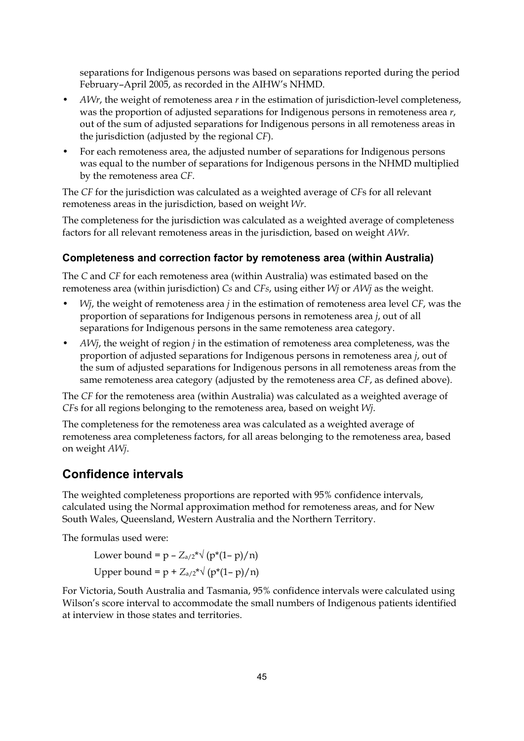separations for Indigenous persons was based on separations reported during the period February–April 2005, as recorded in the AIHW's NHMD.

- *AWr*, the weight of remoteness area *r* in the estimation of jurisdiction-level completeness, was the proportion of adjusted separations for Indigenous persons in remoteness area *r*, out of the sum of adjusted separations for Indigenous persons in all remoteness areas in the jurisdiction (adjusted by the regional *CF*).
- For each remoteness area, the adjusted number of separations for Indigenous persons was equal to the number of separations for Indigenous persons in the NHMD multiplied by the remoteness area *CF*.

The *CF* for the jurisdiction was calculated as a weighted average of *CF*s for all relevant remoteness areas in the jurisdiction, based on weight *Wr*.

The completeness for the jurisdiction was calculated as a weighted average of completeness factors for all relevant remoteness areas in the jurisdiction, based on weight *AWr*.

### Completeness and correction factor by remoteness area (within Australia)

The *C* and *CF* for each remoteness area (within Australia) was estimated based on the remoteness area (within jurisdiction) *Cs* and *CFs*, using either *Wj* or *AWj* as the weight.

- *Wj*, the weight of remoteness area *j* in the estimation of remoteness area level *CF*, was the proportion of separations for Indigenous persons in remoteness area *j*, out of all separations for Indigenous persons in the same remoteness area category.
- *AWj*, the weight of region *j* in the estimation of remoteness area completeness, was the proportion of adjusted separations for Indigenous persons in remoteness area *j*, out of the sum of adjusted separations for Indigenous persons in all remoteness areas from the same remoteness area category (adjusted by the remoteness area *CF*, as defined above).

The *CF* for the remoteness area (within Australia) was calculated as a weighted average of *CF*s for all regions belonging to the remoteness area, based on weight *Wj*.

The completeness for the remoteness area was calculated as a weighted average of remoteness area completeness factors, for all areas belonging to the remoteness area, based on weight *AWj*.

## Confidence intervals

The weighted completeness proportions are reported with 95% confidence intervals, calculated using the Normal approximation method for remoteness areas, and for New South Wales, Queensland, Western Australia and the Northern Territory.

The formulas used were:

$$\text{Lower bound} = p - Z_{a/2} * \sqrt{(p*(1-p)/n)}$$

$$\text{Upper bound} = p + Z_{a/2} * \sqrt{(p*(1-p)/n)}$$

For Victoria, South Australia and Tasmania, 95% confidence intervals were calculated using Wilson's score interval to accommodate the small numbers of Indigenous patients identified at interview in those states and territories.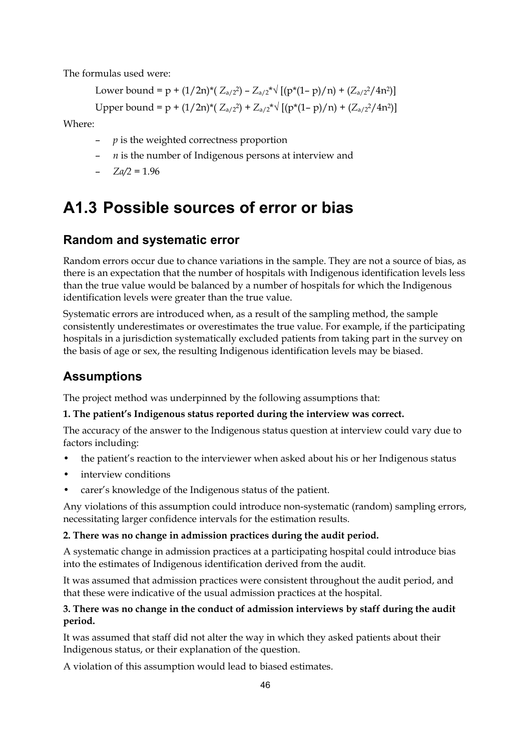The formulas used were:

$$\text{Lower bound} = p + (1/2n)^*(Z_{a/2}^2) - Z_{a/2}^*\sqrt{[(p^*(1-p)/n) + (Z_{a/2}^2/4n^2)]}$$

$$\text{Upper bound} = p + (1/2n)^*(Z_{a/2}^2) + Z_{a/2}^*\sqrt{[(p^*(1-p)/n) + (Z_{a/2}^2/4n^2)]}$$

Where:

- $p$ is the weighted correctness proportion
- $n$ is the number of Indigenous persons at interview and
- $Z\alpha/2 = 1.96$

# A1.3 Possible sources of error or bias

## Random and systematic error

Random errors occur due to chance variations in the sample. They are not a source of bias, as there is an expectation that the number of hospitals with Indigenous identification levels less than the true value would be balanced by a number of hospitals for which the Indigenous identification levels were greater than the true value.

Systematic errors are introduced when, as a result of the sampling method, the sample consistently underestimates or overestimates the true value. For example, if the participating hospitals in a jurisdiction systematically excluded patients from taking part in the survey on the basis of age or sex, the resulting Indigenous identification levels may be biased.

## Assumptions

The project method was underpinned by the following assumptions that:

**1. The patient's Indigenous status reported during the interview was correct.**

The accuracy of the answer to the Indigenous status question at interview could vary due to factors including:

- the patient's reaction to the interviewer when asked about his or her Indigenous status
- interview conditions
- carer's knowledge of the Indigenous status of the patient.

Any violations of this assumption could introduce non-systematic (random) sampling errors, necessitating larger confidence intervals for the estimation results.

**2. There was no change in admission practices during the audit period.**

A systematic change in admission practices at a participating hospital could introduce bias into the estimates of Indigenous identification derived from the audit.

It was assumed that admission practices were consistent throughout the audit period, and that these were indicative of the usual admission practices at the hospital.

**3. There was no change in the conduct of admission interviews by staff during the audit period.**

It was assumed that staff did not alter the way in which they asked patients about their Indigenous status, or their explanation of the question.

A violation of this assumption would lead to biased estimates.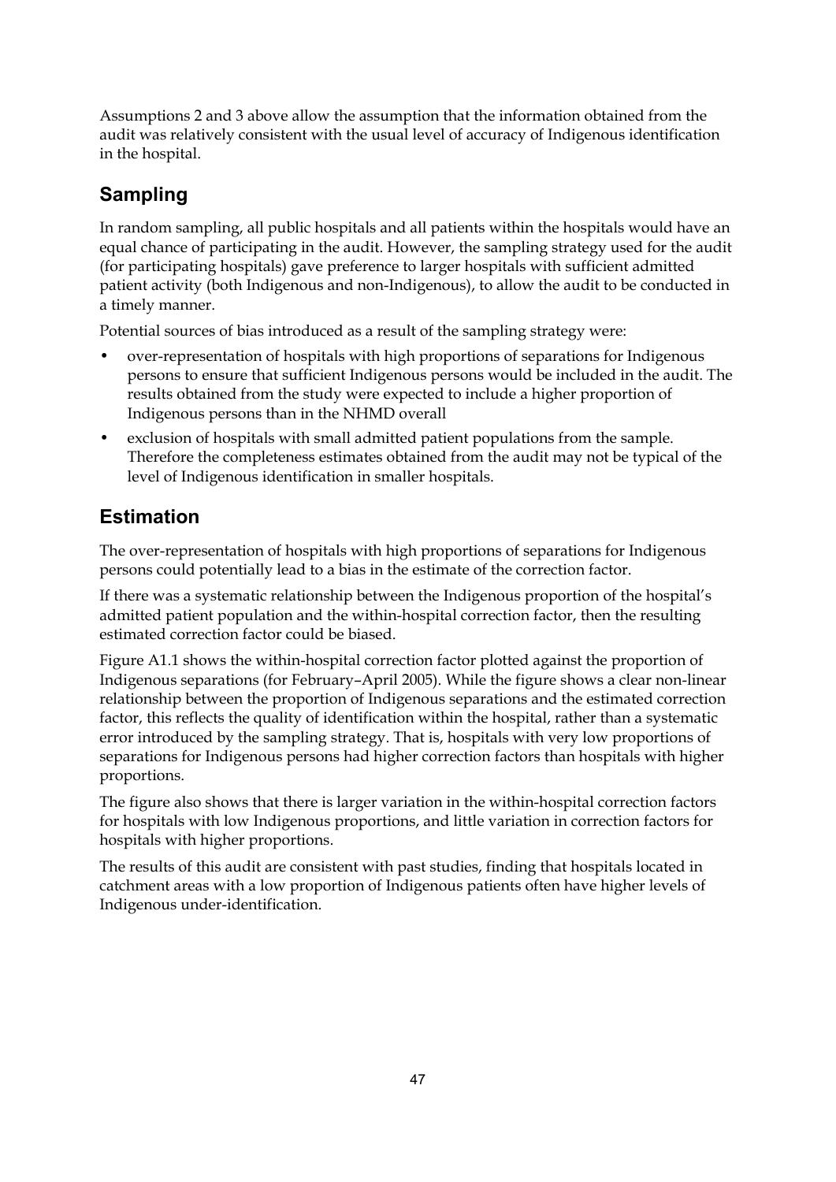Assumptions 2 and 3 above allow the assumption that the information obtained from the audit was relatively consistent with the usual level of accuracy of Indigenous identification in the hospital.

## Sampling

In random sampling, all public hospitals and all patients within the hospitals would have an equal chance of participating in the audit. However, the sampling strategy used for the audit (for participating hospitals) gave preference to larger hospitals with sufficient admitted patient activity (both Indigenous and non-Indigenous), to allow the audit to be conducted in a timely manner.

Potential sources of bias introduced as a result of the sampling strategy were:

- over-representation of hospitals with high proportions of separations for Indigenous persons to ensure that sufficient Indigenous persons would be included in the audit. The results obtained from the study were expected to include a higher proportion of Indigenous persons than in the NHMD overall
- exclusion of hospitals with small admitted patient populations from the sample. Therefore the completeness estimates obtained from the audit may not be typical of the level of Indigenous identification in smaller hospitals.

## Estimation

The over-representation of hospitals with high proportions of separations for Indigenous persons could potentially lead to a bias in the estimate of the correction factor.

If there was a systematic relationship between the Indigenous proportion of the hospital's admitted patient population and the within-hospital correction factor, then the resulting estimated correction factor could be biased.

Figure A1.1 shows the within-hospital correction factor plotted against the proportion of Indigenous separations (for February–April 2005). While the figure shows a clear non-linear relationship between the proportion of Indigenous separations and the estimated correction factor, this reflects the quality of identification within the hospital, rather than a systematic error introduced by the sampling strategy. That is, hospitals with very low proportions of separations for Indigenous persons had higher correction factors than hospitals with higher proportions.

The figure also shows that there is larger variation in the within-hospital correction factors for hospitals with low Indigenous proportions, and little variation in correction factors for hospitals with higher proportions.

The results of this audit are consistent with past studies, finding that hospitals located in catchment areas with a low proportion of Indigenous patients often have higher levels of Indigenous under-identification.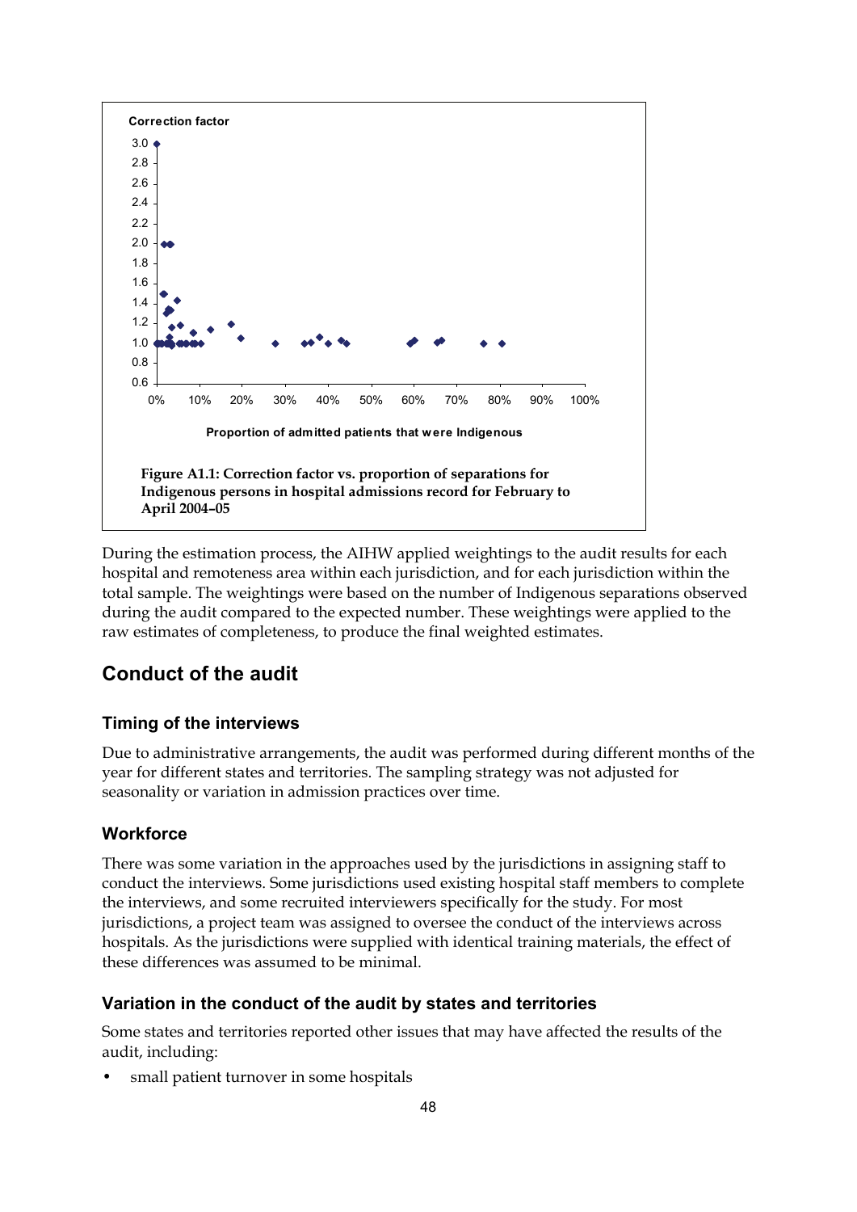Figure A1.1: Correction factor vs. proportion of separations for Indigenous persons in hospital admissions record for February to April 2004–05

During the estimation process, the AIHW applied weightings to the audit results for each hospital and remoteness area within each jurisdiction, and for each jurisdiction within the total sample. The weightings were based on the number of Indigenous separations observed during the audit compared to the expected number. These weightings were applied to the raw estimates of completeness, to produce the final weighted estimates.

## Conduct of the audit

### Timing of the interviews

Due to administrative arrangements, the audit was performed during different months of the year for different states and territories. The sampling strategy was not adjusted for seasonality or variation in admission practices over time.

### Workforce

There was some variation in the approaches used by the jurisdictions in assigning staff to conduct the interviews. Some jurisdictions used existing hospital staff members to complete the interviews, and some recruited interviewers specifically for the study. For most jurisdictions, a project team was assigned to oversee the conduct of the interviews across hospitals. As the jurisdictions were supplied with identical training materials, the effect of these differences was assumed to be minimal.

### Variation in the conduct of the audit by states and territories

Some states and territories reported other issues that may have affected the results of the audit, including:

- small patient turnover in some hospitals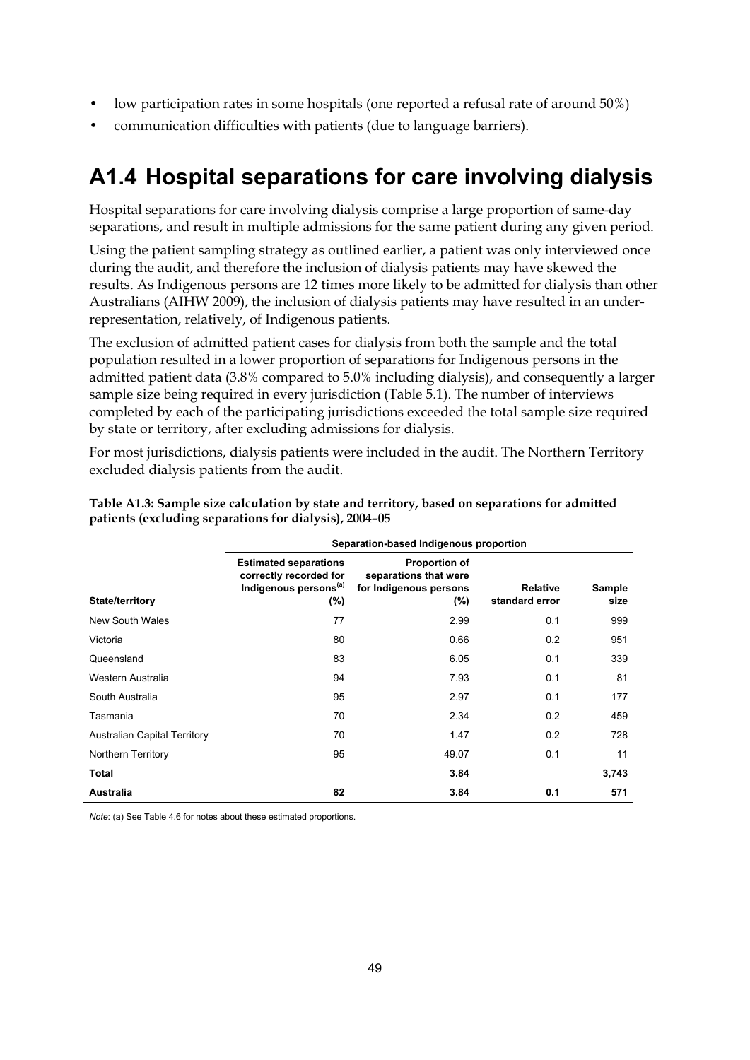- low participation rates in some hospitals (one reported a refusal rate of around 50%)
- communication difficulties with patients (due to language barriers).

## A1.4 Hospital separations for care involving dialysis

Hospital separations for care involving dialysis comprise a large proportion of same-day separations, and result in multiple admissions for the same patient during any given period.

Using the patient sampling strategy as outlined earlier, a patient was only interviewed once during the audit, and therefore the inclusion of dialysis patients may have skewed the results. As Indigenous persons are 12 times more likely to be admitted for dialysis than other Australians (AIHW 2009), the inclusion of dialysis patients may have resulted in an under-representation, relatively, of Indigenous patients.

The exclusion of admitted patient cases for dialysis from both the sample and the total population resulted in a lower proportion of separations for Indigenous persons in the admitted patient data (3.8% compared to 5.0% including dialysis), and consequently a larger sample size being required in every jurisdiction (Table 5.1). The number of interviews completed by each of the participating jurisdictions exceeded the total sample size required by state or territory, after excluding admissions for dialysis.

For most jurisdictions, dialysis patients were included in the audit. The Northern Territory excluded dialysis patients from the audit.

**Table A1.3: Sample size calculation by state and territory, based on separations for admitted patients (excluding separations for dialysis), 2004–05**

| | Separation-based Indigenous proportion | | | |
|---|---|---|---|---|
| State/territory | Estimated separations correctly recorded for Indigenous persons[(a)] (%) | Proportion of separations that were for Indigenous persons (%) | Relative standard error | Sample size |
| New South Wales | 77 | 2.99 | 0.1 | 999 |
| Victoria | 80 | 0.66 | 0.2 | 951 |
| Queensland | 83 | 6.05 | 0.1 | 339 |
| Western Australia | 94 | 7.93 | 0.1 | 81 |
| South Australia | 95 | 2.97 | 0.1 | 177 |
| Tasmania | 70 | 2.34 | 0.2 | 459 |
| Australian Capital Territory | 70 | 1.47 | 0.2 | 728 |
| Northern Territory | 95 | 49.07 | 0.1 | 11 |
| **Total** | | **3.84** | | **3,743** |
| **Australia** | **82** | **3.84** | **0.1** | **571** |

*Note*: (a) See Table 4.6 for notes about these estimated proportions.